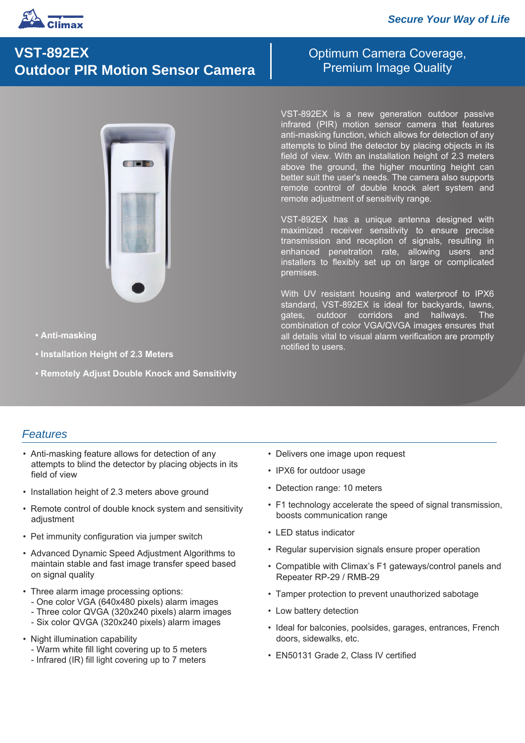Climax

*Secure Your Way of Life*

# VST-892EX
# Outdoor PIR Motion Sensor Camera

## Optimum Camera Coverage, Premium Image Quality

- **Anti-masking**
- **Installation Height of 2.3 Meters**
- **Remotely Adjust Double Knock and Sensitivity**

VST-892EX is a new generation outdoor passive infrared (PIR) motion sensor camera that features anti-masking function, which allows for detection of any attempts to blind the detector by placing objects in its field of view. With an installation height of 2.3 meters above the ground, the higher mounting height can better suit the user's needs. The camera also supports remote control of double knock alert system and remote adjustment of sensitivity range.

VST-892EX has a unique antenna designed with maximized receiver sensitivity to ensure precise transmission and reception of signals, resulting in enhanced penetration rate, allowing users and installers to flexibly set up on large or complicated premises.

With UV resistant housing and waterproof to IPX6 standard, VST-892EX is ideal for backyards, lawns, gates, outdoor corridors and hallways. The combination of color VGA/QVGA images ensures that all details vital to visual alarm verification are promptly notified to users.

## *Features*

- Anti-masking feature allows for detection of any attempts to blind the detector by placing objects in its field of view
- Installation height of 2.3 meters above ground
- Remote control of double knock system and sensitivity adjustment
- Pet immunity configuration via jumper switch
- Advanced Dynamic Speed Adjustment Algorithms to maintain stable and fast image transfer speed based on signal quality
- Three alarm image processing options:
  - One color VGA (640x480 pixels) alarm images
  - Three color QVGA (320x240 pixels) alarm images
  - Six color QVGA (320x240 pixels) alarm images
- Night illumination capability
  - Warm white fill light covering up to 5 meters
  - Infrared (IR) fill light covering up to 7 meters
- Delivers one image upon request
- IPX6 for outdoor usage
- Detection range: 10 meters
- F1 technology accelerate the speed of signal transmission, boosts communication range
- LED status indicator
- Regular supervision signals ensure proper operation
- Compatible with Climax's F1 gateways/control panels and Repeater RP-29 / RMB-29
- Tamper protection to prevent unauthorized sabotage
- Low battery detection
- Ideal for balconies, poolsides, garages, entrances, French doors, sidewalks, etc.
- EN50131 Grade 2, Class IV certified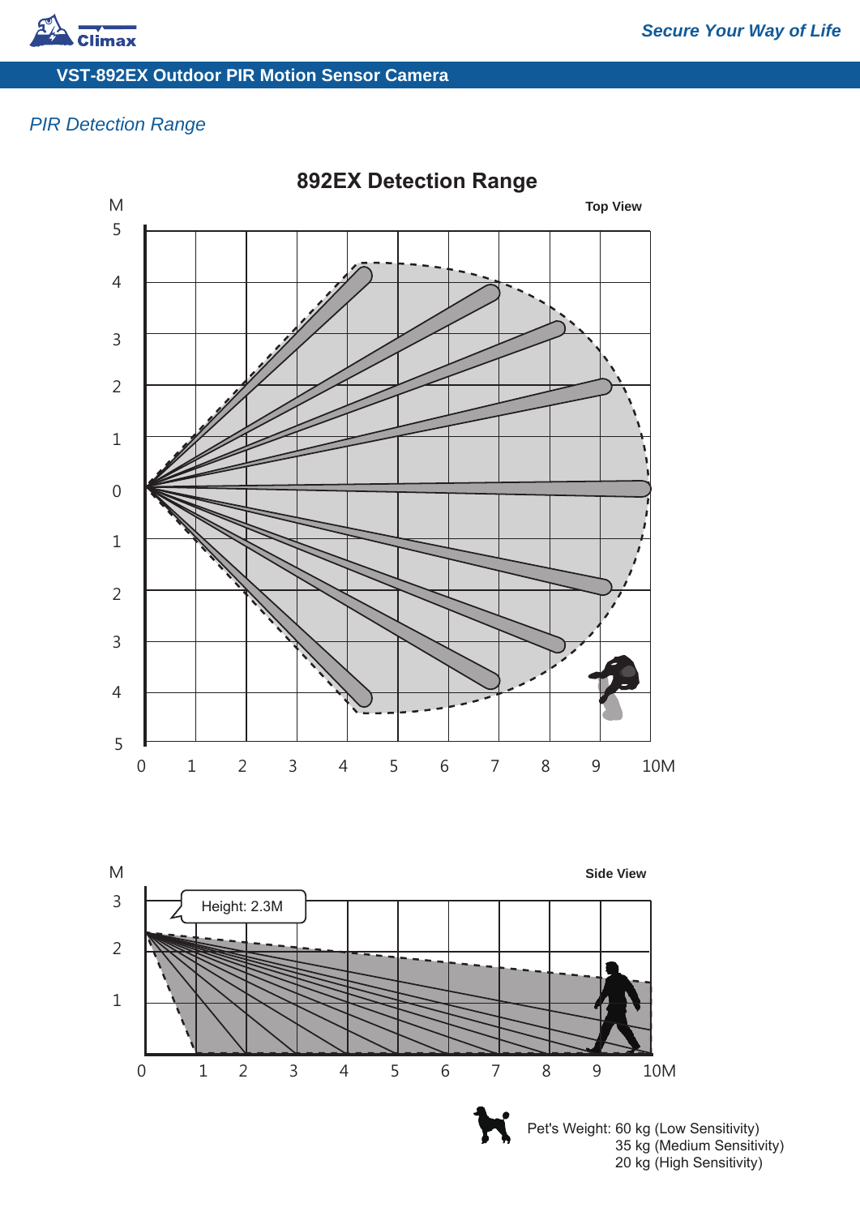## VST-892EX Outdoor PIR Motion Sensor Camera

*PIR Detection Range*

**892EX Detection Range**

**Top View**

**Side View**

Height: 2.3M

Pet's Weight: 60 kg (Low Sensitivity)
35 kg (Medium Sensitivity)
20 kg (High Sensitivity)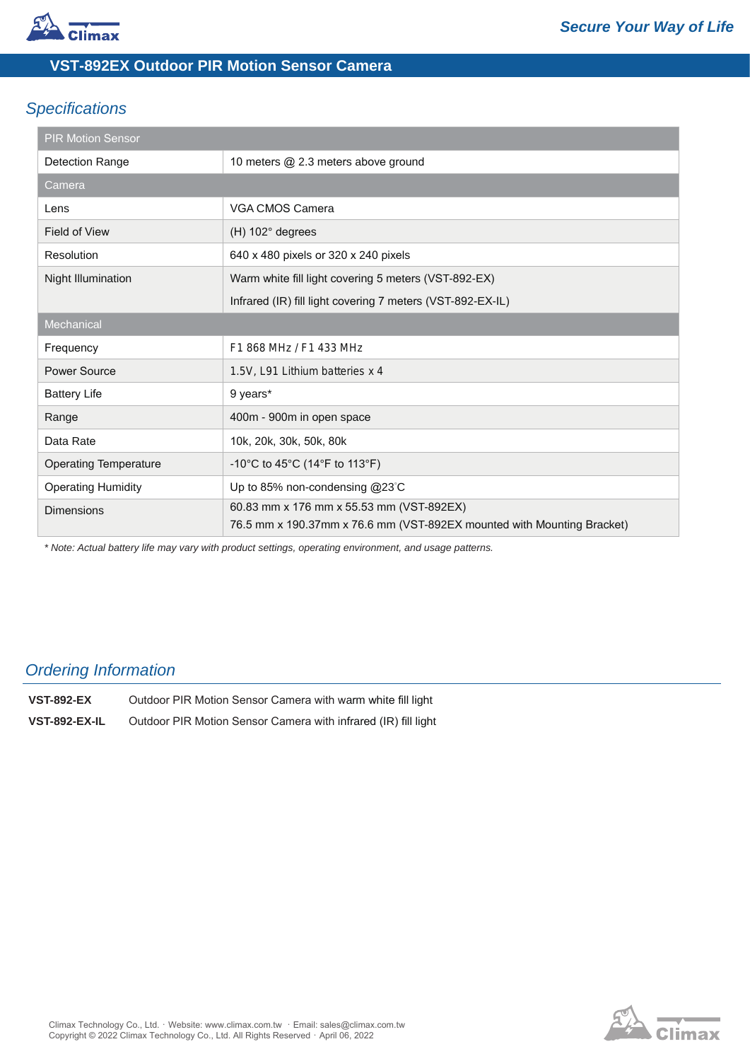# VST-892EX Outdoor PIR Motion Sensor Camera

## *Specifications*

| | |
|---|---|
| PIR Motion Sensor | |
| Detection Range | 10 meters @ 2.3 meters above ground |
| Camera | |
| Lens | VGA CMOS Camera |
| Field of View | (H) 102° degrees |
| Resolution | 640 x 480 pixels or 320 x 240 pixels |
| Night Illumination | Warm white fill light covering 5 meters (VST-892-EX)<br>Infrared (IR) fill light covering 7 meters (VST-892-EX-IL) |
| Mechanical | |
| Frequency | F1 868 MHz / F1 433 MHz |
| Power Source | 1.5V, L91 Lithium batteries x 4 |
| Battery Life | 9 years* |
| Range | 400m - 900m in open space |
| Data Rate | 10k, 20k, 30k, 50k, 80k |
| Operating Temperature | -10°C to 45°C (14°F to 113°F) |
| Operating Humidity | Up to 85% non-condensing @23˚C |
| Dimensions | 60.83 mm x 176 mm x 55.53 mm (VST-892EX)<br>76.5 mm x 190.37mm x 76.6 mm (VST-892EX mounted with Mounting Bracket) |

*\* Note: Actual battery life may vary with product settings, operating environment, and usage patterns.*

## *Ordering Information*

| | |
|---|---|
| **VST-892-EX** | Outdoor PIR Motion Sensor Camera with warm white fill light |
| **VST-892-EX-IL** | Outdoor PIR Motion Sensor Camera with infrared (IR) fill light |